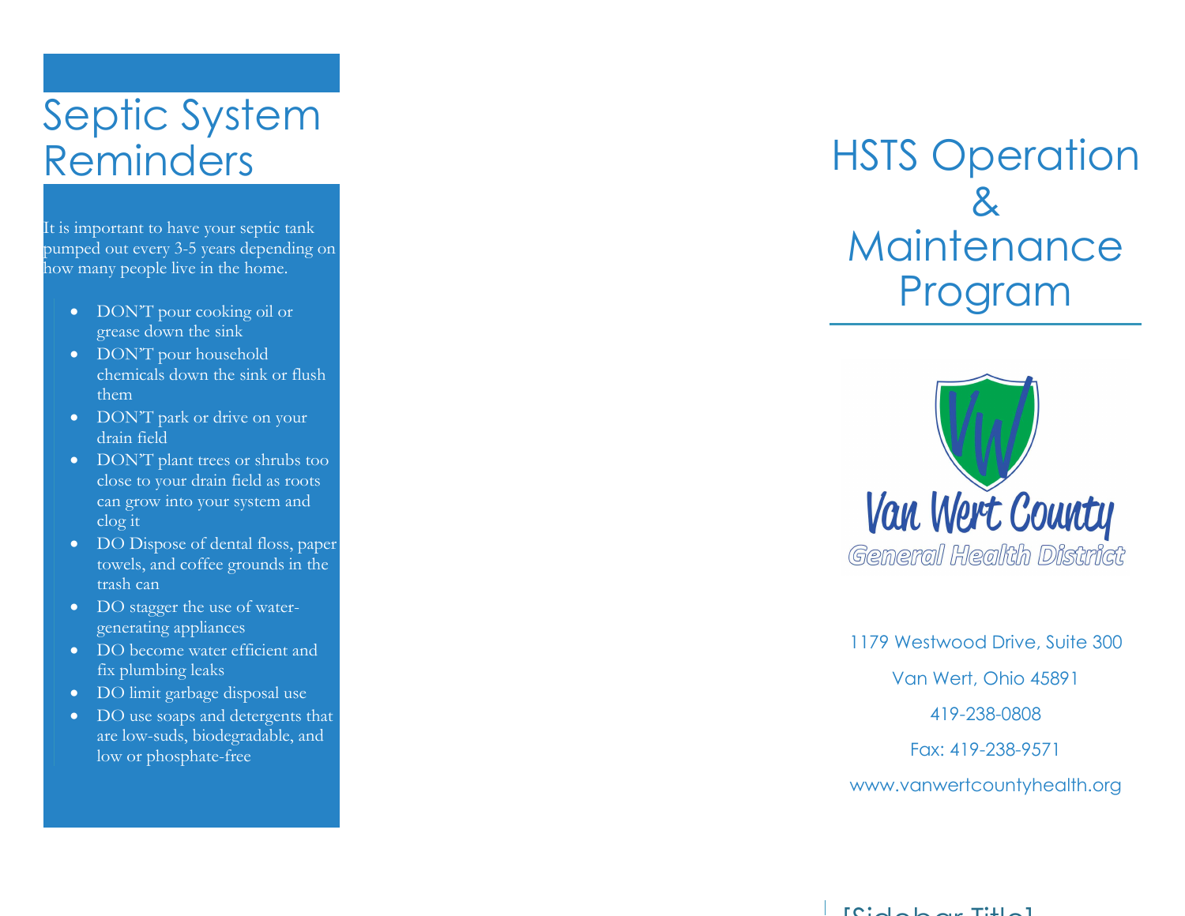# Septic System Reminders

It is important to have your septic tank pumped out every 3-5 years depending on how many people live in the home.

- DON'T pour cooking oil or grease down the sink
- DON'T pour household chemicals down the sink or flush them
- DON'T park or drive on your drain field
- DON'T plant trees or shrubs too close to your drain field as roots can grow into your system and clog it
- DO Dispose of dental floss, paper towels, and coffee grounds in the trash can
- DO stagger the use of water-generating appliances
- DO become water efficient and fix plumbing leaks
- DO limit garbage disposal use
- DO use soaps and detergents that are low-suds, biodegradable, and low or phosphate-free

# HSTS Operation & Maintenance Program

Van Wert County
General Health District

1179 Westwood Drive, Suite 300

Van Wert, Ohio 45891

419-238-0808

Fax: 419-238-9571

www.vanwertcountyhealth.org

[Sidebar Title]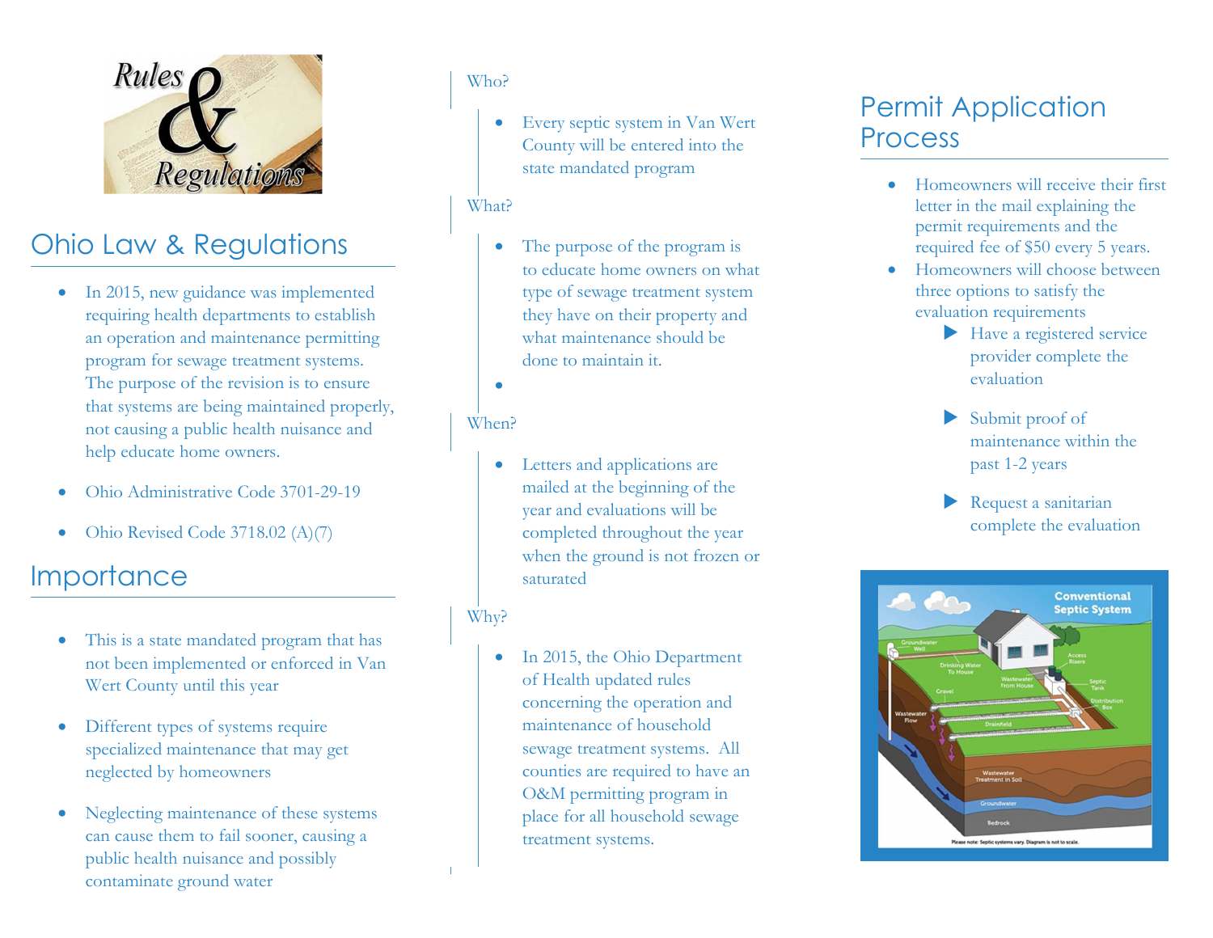## Ohio Law & Regulations

- In 2015, new guidance was implemented requiring health departments to establish an operation and maintenance permitting program for sewage treatment systems. The purpose of the revision is to ensure that systems are being maintained properly, not causing a public health nuisance and help educate home owners.
- Ohio Administrative Code 3701-29-19
- Ohio Revised Code 3718.02 (A)(7)

## Importance

- This is a state mandated program that has not been implemented or enforced in Van Wert County until this year
- Different types of systems require specialized maintenance that may get neglected by homeowners
- Neglecting maintenance of these systems can cause them to fail sooner, causing a public health nuisance and possibly contaminate ground water

### Who?

- Every septic system in Van Wert County will be entered into the state mandated program

### What?

- The purpose of the program is to educate home owners on what type of sewage treatment system they have on their property and what maintenance should be done to maintain it.

### When?

- Letters and applications are mailed at the beginning of the year and evaluations will be completed throughout the year when the ground is not frozen or saturated

### Why?

- In 2015, the Ohio Department of Health updated rules concerning the operation and maintenance of household sewage treatment systems. All counties are required to have an O&M permitting program in place for all household sewage treatment systems.

## Permit Application Process

- Homeowners will receive their first letter in the mail explaining the permit requirements and the required fee of $50 every 5 years.
- Homeowners will choose between three options to satisfy the evaluation requirements
  - Have a registered service provider complete the evaluation
  - Submit proof of maintenance within the past 1-2 years
  - Request a sanitarian complete the evaluation